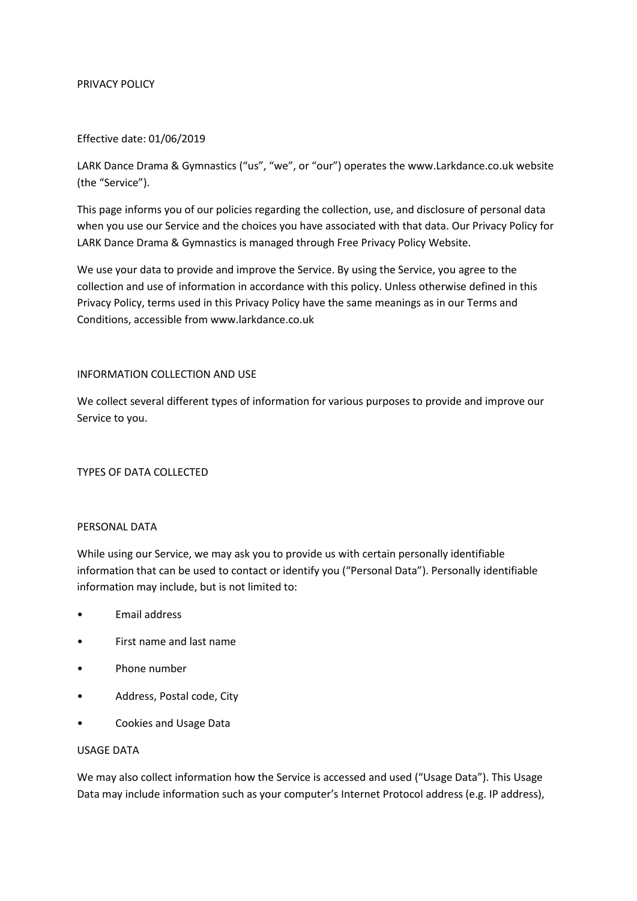# PRIVACY POLICY

Effective date: 01/06/2019

LARK Dance Drama & Gymnastics ("us", "we", or "our") operates the www.Larkdance.co.uk website (the "Service").

This page informs you of our policies regarding the collection, use, and disclosure of personal data when you use our Service and the choices you have associated with that data. Our Privacy Policy for LARK Dance Drama & Gymnastics is managed through Free Privacy Policy Website.

We use your data to provide and improve the Service. By using the Service, you agree to the collection and use of information in accordance with this policy. Unless otherwise defined in this Privacy Policy, terms used in this Privacy Policy have the same meanings as in our Terms and Conditions, accessible from www.larkdance.co.uk

## INFORMATION COLLECTION AND USE

We collect several different types of information for various purposes to provide and improve our Service to you.

## TYPES OF DATA COLLECTED

### PERSONAL DATA

While using our Service, we may ask you to provide us with certain personally identifiable information that can be used to contact or identify you ("Personal Data"). Personally identifiable information may include, but is not limited to:

- Email address
- First name and last name
- Phone number
- Address, Postal code, City
- Cookies and Usage Data

### USAGE DATA

We may also collect information how the Service is accessed and used ("Usage Data"). This Usage Data may include information such as your computer's Internet Protocol address (e.g. IP address),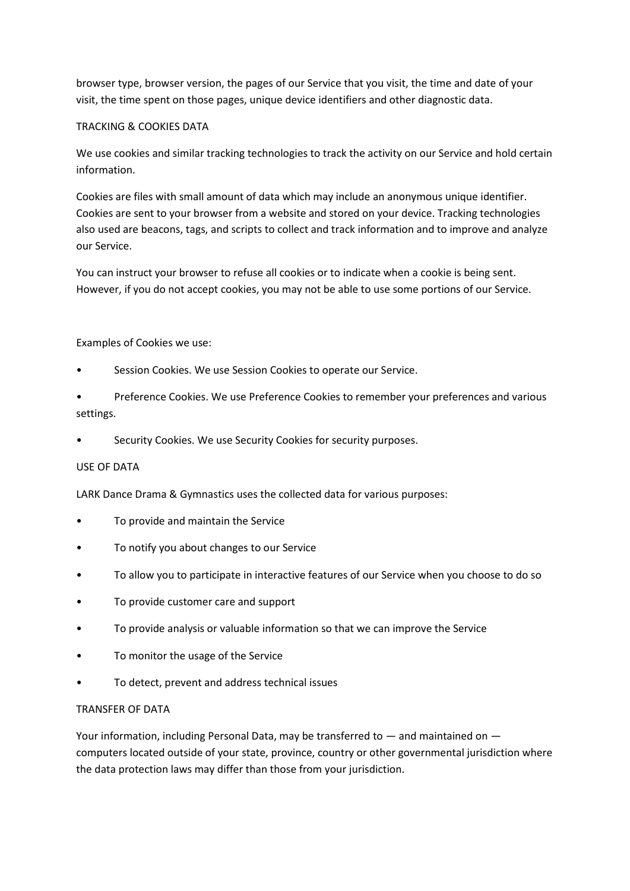browser type, browser version, the pages of our Service that you visit, the time and date of your visit, the time spent on those pages, unique device identifiers and other diagnostic data.

## TRACKING & COOKIES DATA

We use cookies and similar tracking technologies to track the activity on our Service and hold certain information.

Cookies are files with small amount of data which may include an anonymous unique identifier. Cookies are sent to your browser from a website and stored on your device. Tracking technologies also used are beacons, tags, and scripts to collect and track information and to improve and analyze our Service.

You can instruct your browser to refuse all cookies or to indicate when a cookie is being sent. However, if you do not accept cookies, you may not be able to use some portions of our Service.

Examples of Cookies we use:

- Session Cookies. We use Session Cookies to operate our Service.
- Preference Cookies. We use Preference Cookies to remember your preferences and various settings.
- Security Cookies. We use Security Cookies for security purposes.

## USE OF DATA

LARK Dance Drama & Gymnastics uses the collected data for various purposes:

- To provide and maintain the Service
- To notify you about changes to our Service
- To allow you to participate in interactive features of our Service when you choose to do so
- To provide customer care and support
- To provide analysis or valuable information so that we can improve the Service
- To monitor the usage of the Service
- To detect, prevent and address technical issues

## TRANSFER OF DATA

Your information, including Personal Data, may be transferred to — and maintained on — computers located outside of your state, province, country or other governmental jurisdiction where the data protection laws may differ than those from your jurisdiction.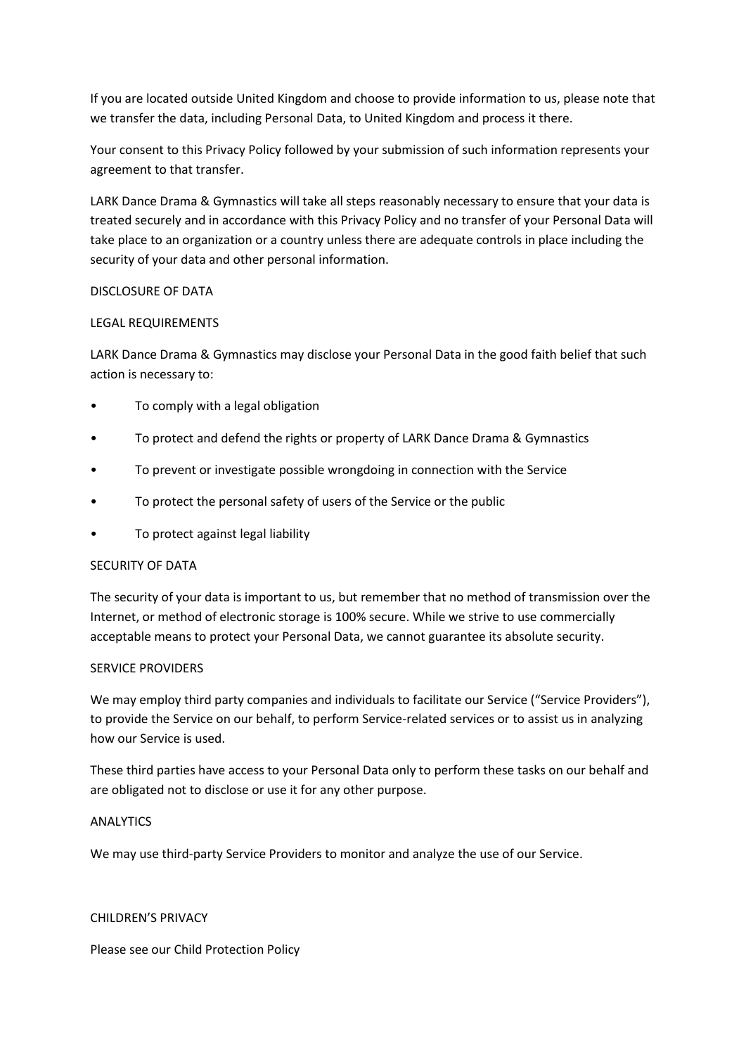If you are located outside United Kingdom and choose to provide information to us, please note that we transfer the data, including Personal Data, to United Kingdom and process it there.

Your consent to this Privacy Policy followed by your submission of such information represents your agreement to that transfer.

LARK Dance Drama & Gymnastics will take all steps reasonably necessary to ensure that your data is treated securely and in accordance with this Privacy Policy and no transfer of your Personal Data will take place to an organization or a country unless there are adequate controls in place including the security of your data and other personal information.

## DISCLOSURE OF DATA

### LEGAL REQUIREMENTS

LARK Dance Drama & Gymnastics may disclose your Personal Data in the good faith belief that such action is necessary to:

- To comply with a legal obligation
- To protect and defend the rights or property of LARK Dance Drama & Gymnastics
- To prevent or investigate possible wrongdoing in connection with the Service
- To protect the personal safety of users of the Service or the public
- To protect against legal liability

## SECURITY OF DATA

The security of your data is important to us, but remember that no method of transmission over the Internet, or method of electronic storage is 100% secure. While we strive to use commercially acceptable means to protect your Personal Data, we cannot guarantee its absolute security.

## SERVICE PROVIDERS

We may employ third party companies and individuals to facilitate our Service ("Service Providers"), to provide the Service on our behalf, to perform Service-related services or to assist us in analyzing how our Service is used.

These third parties have access to your Personal Data only to perform these tasks on our behalf and are obligated not to disclose or use it for any other purpose.

## ANALYTICS

We may use third-party Service Providers to monitor and analyze the use of our Service.

## CHILDREN'S PRIVACY

Please see our Child Protection Policy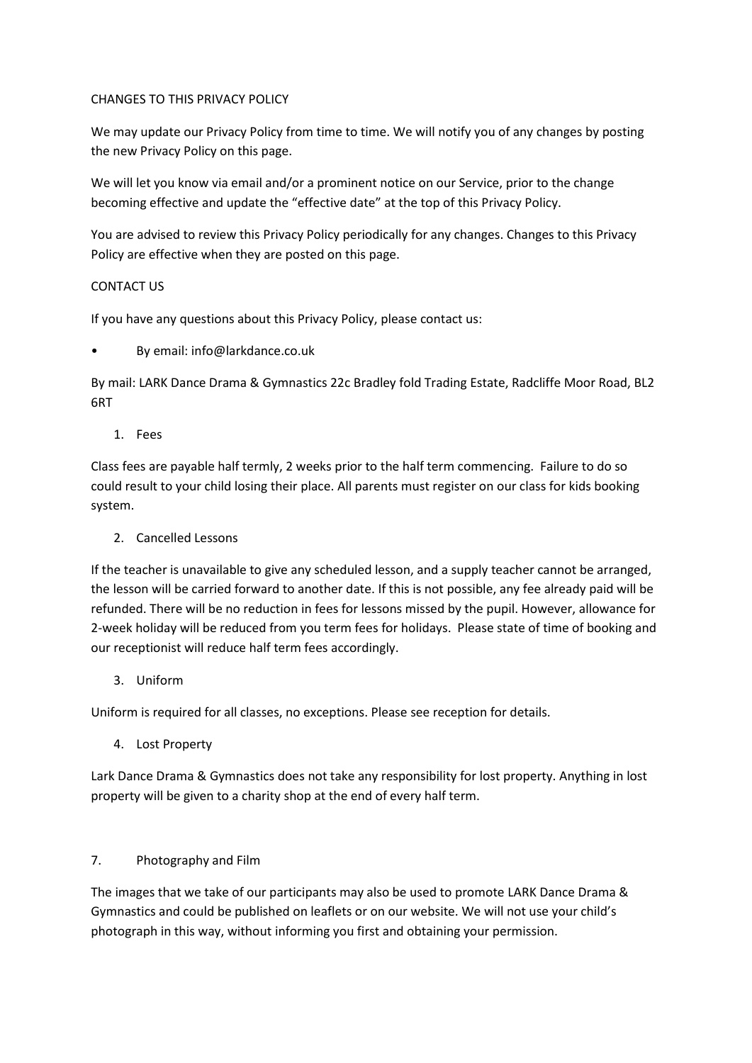CHANGES TO THIS PRIVACY POLICY

We may update our Privacy Policy from time to time. We will notify you of any changes by posting the new Privacy Policy on this page.

We will let you know via email and/or a prominent notice on our Service, prior to the change becoming effective and update the "effective date" at the top of this Privacy Policy.

You are advised to review this Privacy Policy periodically for any changes. Changes to this Privacy Policy are effective when they are posted on this page.

CONTACT US

If you have any questions about this Privacy Policy, please contact us:

- By email: info@larkdance.co.uk

By mail: LARK Dance Drama & Gymnastics 22c Bradley fold Trading Estate, Radcliffe Moor Road, BL2 6RT

1. Fees

Class fees are payable half termly, 2 weeks prior to the half term commencing. Failure to do so could result to your child losing their place. All parents must register on our class for kids booking system.

2. Cancelled Lessons

If the teacher is unavailable to give any scheduled lesson, and a supply teacher cannot be arranged, the lesson will be carried forward to another date. If this is not possible, any fee already paid will be refunded. There will be no reduction in fees for lessons missed by the pupil. However, allowance for 2-week holiday will be reduced from you term fees for holidays. Please state of time of booking and our receptionist will reduce half term fees accordingly.

3. Uniform

Uniform is required for all classes, no exceptions. Please see reception for details.

4. Lost Property

Lark Dance Drama & Gymnastics does not take any responsibility for lost property. Anything in lost property will be given to a charity shop at the end of every half term.

7. Photography and Film

The images that we take of our participants may also be used to promote LARK Dance Drama & Gymnastics and could be published on leaflets or on our website. We will not use your child's photograph in this way, without informing you first and obtaining your permission.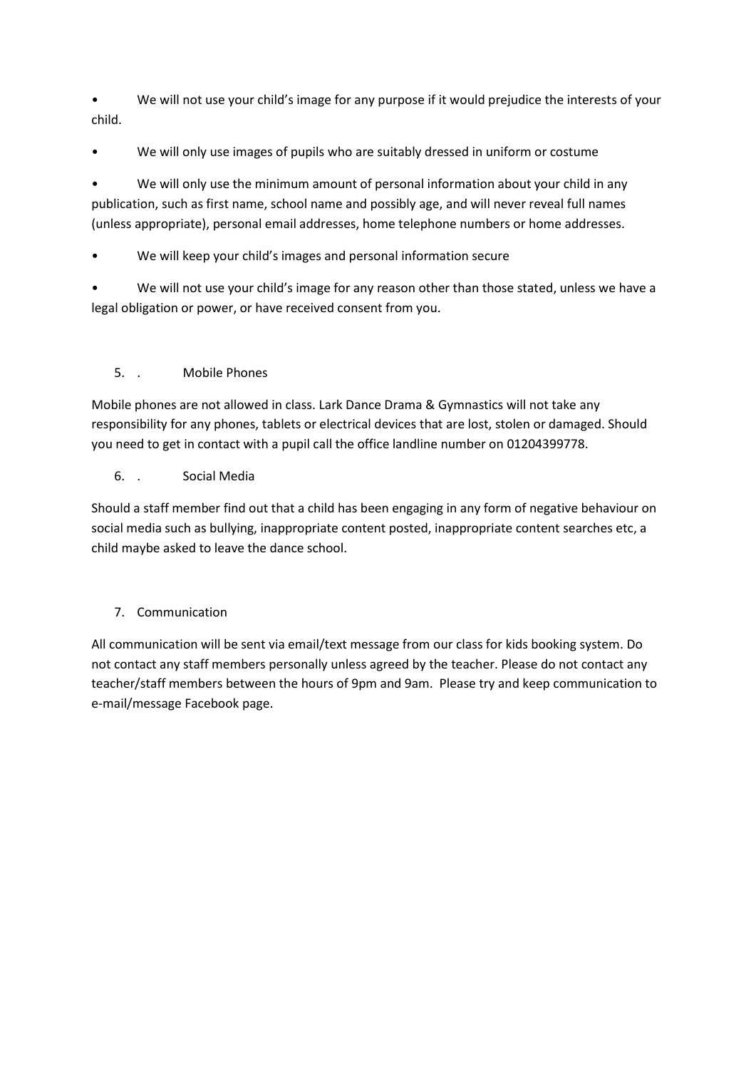- We will not use your child's image for any purpose if it would prejudice the interests of your child.
- We will only use images of pupils who are suitably dressed in uniform or costume
- We will only use the minimum amount of personal information about your child in any publication, such as first name, school name and possibly age, and will never reveal full names (unless appropriate), personal email addresses, home telephone numbers or home addresses.
- We will keep your child's images and personal information secure
- We will not use your child's image for any reason other than those stated, unless we have a legal obligation or power, or have received consent from you.

## 5. . Mobile Phones

Mobile phones are not allowed in class. Lark Dance Drama & Gymnastics will not take any responsibility for any phones, tablets or electrical devices that are lost, stolen or damaged. Should you need to get in contact with a pupil call the office landline number on 01204399778.

## 6. . Social Media

Should a staff member find out that a child has been engaging in any form of negative behaviour on social media such as bullying, inappropriate content posted, inappropriate content searches etc, a child maybe asked to leave the dance school.

## 7. Communication

All communication will be sent via email/text message from our class for kids booking system. Do not contact any staff members personally unless agreed by the teacher. Please do not contact any teacher/staff members between the hours of 9pm and 9am. Please try and keep communication to e-mail/message Facebook page.